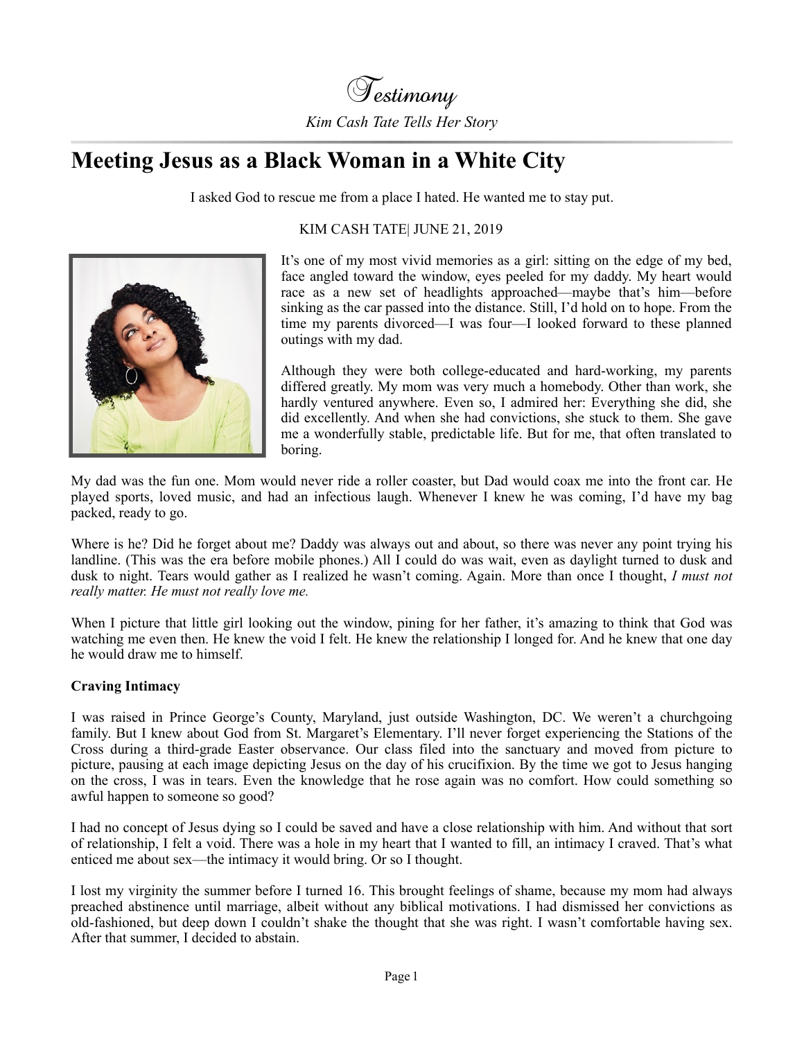# Testimony

*Kim Cash Tate Tells Her Story*

## Meeting Jesus as a Black Woman in a White City

I asked God to rescue me from a place I hated. He wanted me to stay put.

KIM CASH TATE| JUNE 21, 2019

It's one of my most vivid memories as a girl: sitting on the edge of my bed, face angled toward the window, eyes peeled for my daddy. My heart would race as a new set of headlights approached—maybe that's him—before sinking as the car passed into the distance. Still, I'd hold on to hope. From the time my parents divorced—I was four—I looked forward to these planned outings with my dad.

Although they were both college-educated and hard-working, my parents differed greatly. My mom was very much a homebody. Other than work, she hardly ventured anywhere. Even so, I admired her: Everything she did, she did excellently. And when she had convictions, she stuck to them. She gave me a wonderfully stable, predictable life. But for me, that often translated to boring.

My dad was the fun one. Mom would never ride a roller coaster, but Dad would coax me into the front car. He played sports, loved music, and had an infectious laugh. Whenever I knew he was coming, I'd have my bag packed, ready to go.

Where is he? Did he forget about me? Daddy was always out and about, so there was never any point trying his landline. (This was the era before mobile phones.) All I could do was wait, even as daylight turned to dusk and dusk to night. Tears would gather as I realized he wasn't coming. Again. More than once I thought, *I must not really matter. He must not really love me.*

When I picture that little girl looking out the window, pining for her father, it's amazing to think that God was watching me even then. He knew the void I felt. He knew the relationship I longed for. And he knew that one day he would draw me to himself.

**Craving Intimacy**

I was raised in Prince George's County, Maryland, just outside Washington, DC. We weren't a churchgoing family. But I knew about God from St. Margaret's Elementary. I'll never forget experiencing the Stations of the Cross during a third-grade Easter observance. Our class filed into the sanctuary and moved from picture to picture, pausing at each image depicting Jesus on the day of his crucifixion. By the time we got to Jesus hanging on the cross, I was in tears. Even the knowledge that he rose again was no comfort. How could something so awful happen to someone so good?

I had no concept of Jesus dying so I could be saved and have a close relationship with him. And without that sort of relationship, I felt a void. There was a hole in my heart that I wanted to fill, an intimacy I craved. That's what enticed me about sex—the intimacy it would bring. Or so I thought.

I lost my virginity the summer before I turned 16. This brought feelings of shame, because my mom had always preached abstinence until marriage, albeit without any biblical motivations. I had dismissed her convictions as old-fashioned, but deep down I couldn't shake the thought that she was right. I wasn't comfortable having sex. After that summer, I decided to abstain.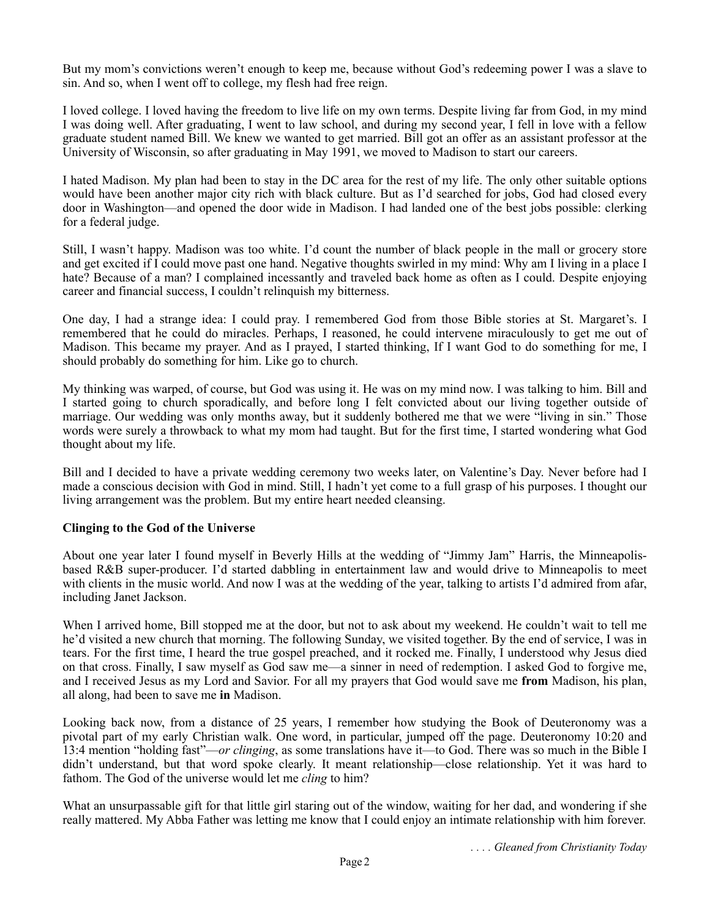But my mom's convictions weren't enough to keep me, because without God's redeeming power I was a slave to sin. And so, when I went off to college, my flesh had free reign.

I loved college. I loved having the freedom to live life on my own terms. Despite living far from God, in my mind I was doing well. After graduating, I went to law school, and during my second year, I fell in love with a fellow graduate student named Bill. We knew we wanted to get married. Bill got an offer as an assistant professor at the University of Wisconsin, so after graduating in May 1991, we moved to Madison to start our careers.

I hated Madison. My plan had been to stay in the DC area for the rest of my life. The only other suitable options would have been another major city rich with black culture. But as I'd searched for jobs, God had closed every door in Washington—and opened the door wide in Madison. I had landed one of the best jobs possible: clerking for a federal judge.

Still, I wasn't happy. Madison was too white. I'd count the number of black people in the mall or grocery store and get excited if I could move past one hand. Negative thoughts swirled in my mind: Why am I living in a place I hate? Because of a man? I complained incessantly and traveled back home as often as I could. Despite enjoying career and financial success, I couldn't relinquish my bitterness.

One day, I had a strange idea: I could pray. I remembered God from those Bible stories at St. Margaret's. I remembered that he could do miracles. Perhaps, I reasoned, he could intervene miraculously to get me out of Madison. This became my prayer. And as I prayed, I started thinking, If I want God to do something for me, I should probably do something for him. Like go to church.

My thinking was warped, of course, but God was using it. He was on my mind now. I was talking to him. Bill and I started going to church sporadically, and before long I felt convicted about our living together outside of marriage. Our wedding was only months away, but it suddenly bothered me that we were "living in sin." Those words were surely a throwback to what my mom had taught. But for the first time, I started wondering what God thought about my life.

Bill and I decided to have a private wedding ceremony two weeks later, on Valentine's Day. Never before had I made a conscious decision with God in mind. Still, I hadn't yet come to a full grasp of his purposes. I thought our living arrangement was the problem. But my entire heart needed cleansing.

**Clinging to the God of the Universe**

About one year later I found myself in Beverly Hills at the wedding of "Jimmy Jam" Harris, the Minneapolis-based R&B super-producer. I'd started dabbling in entertainment law and would drive to Minneapolis to meet with clients in the music world. And now I was at the wedding of the year, talking to artists I'd admired from afar, including Janet Jackson.

When I arrived home, Bill stopped me at the door, but not to ask about my weekend. He couldn't wait to tell me he'd visited a new church that morning. The following Sunday, we visited together. By the end of service, I was in tears. For the first time, I heard the true gospel preached, and it rocked me. Finally, I understood why Jesus died on that cross. Finally, I saw myself as God saw me—a sinner in need of redemption. I asked God to forgive me, and I received Jesus as my Lord and Savior. For all my prayers that God would save me **from** Madison, his plan, all along, had been to save me **in** Madison.

Looking back now, from a distance of 25 years, I remember how studying the Book of Deuteronomy was a pivotal part of my early Christian walk. One word, in particular, jumped off the page. Deuteronomy 10:20 and 13:4 mention "holding fast"—*or clinging*, as some translations have it—to God. There was so much in the Bible I didn't understand, but that word spoke clearly. It meant relationship—close relationship. Yet it was hard to fathom. The God of the universe would let me *cling* to him?

What an unsurpassable gift for that little girl staring out of the window, waiting for her dad, and wondering if she really mattered. My Abba Father was letting me know that I could enjoy an intimate relationship with him forever.

*. . . . Gleaned from Christianity Today*